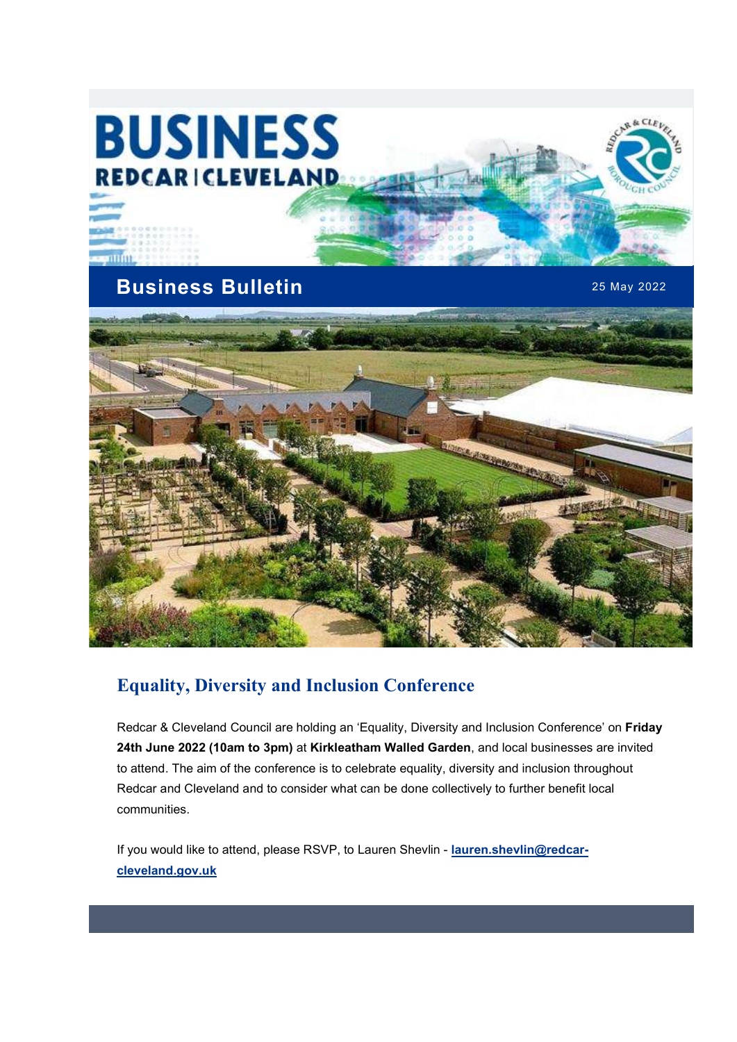# BUSINESS

REDCAR | CLEVELAND

## Business Bulletin

25 May 2022

## Equality, Diversity and Inclusion Conference

Redcar & Cleveland Council are holding an 'Equality, Diversity and Inclusion Conference' on **Friday 24th June 2022 (10am to 3pm)** at **Kirkleatham Walled Garden**, and local businesses are invited to attend. The aim of the conference is to celebrate equality, diversity and inclusion throughout Redcar and Cleveland and to consider what can be done collectively to further benefit local communities.

If you would like to attend, please RSVP, to Lauren Shevlin - **lauren.shevlin@redcar-cleveland.gov.uk**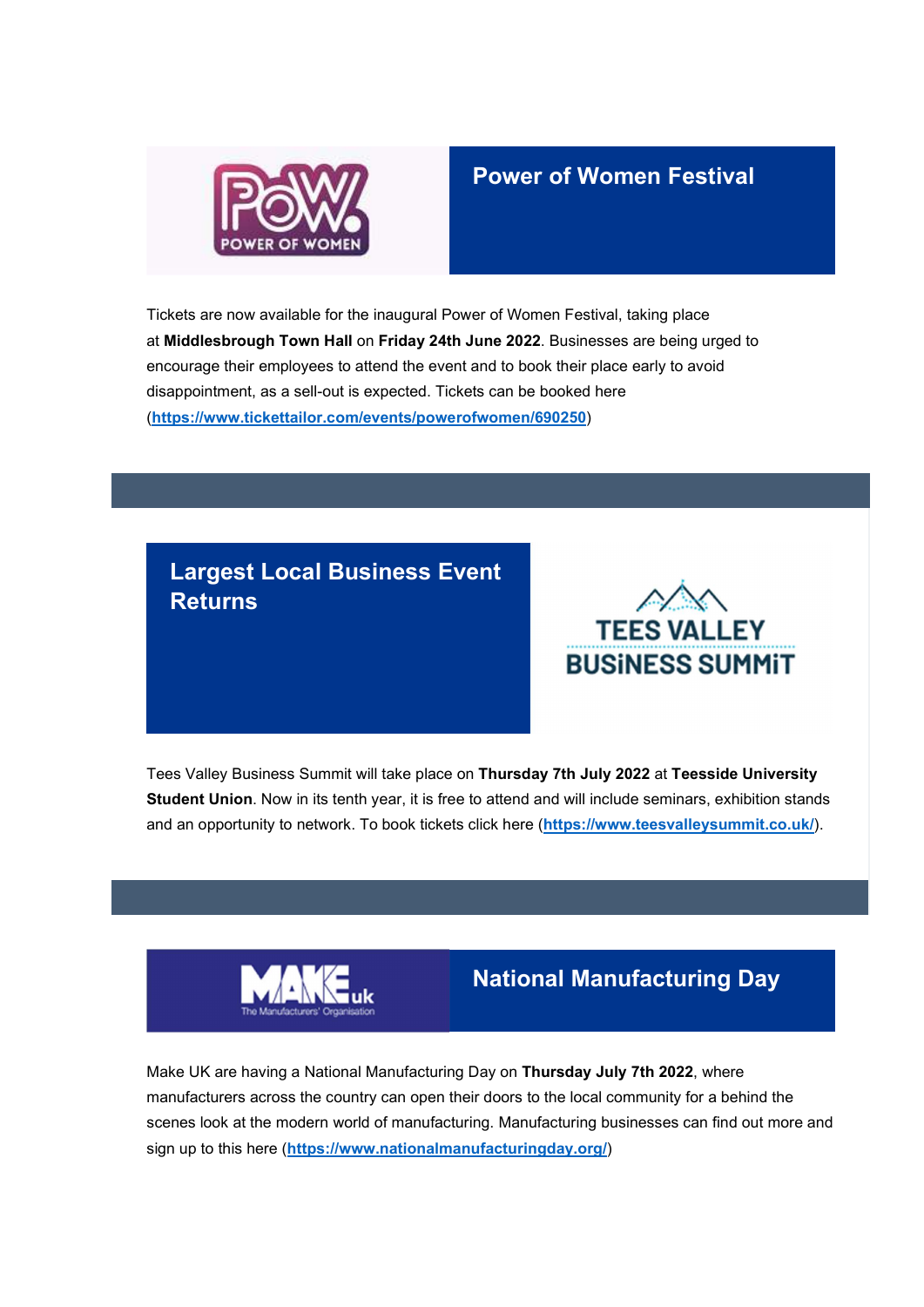## Power of Women Festival

Tickets are now available for the inaugural Power of Women Festival, taking place at **Middlesbrough Town Hall** on **Friday 24th June 2022**. Businesses are being urged to encourage their employees to attend the event and to book their place early to avoid disappointment, as a sell-out is expected. Tickets can be booked here (**https://www.tickettailor.com/events/powerofwomen/690250**)

## Largest Local Business Event Returns

Tees Valley Business Summit will take place on **Thursday 7th July 2022** at **Teesside University Student Union**. Now in its tenth year, it is free to attend and will include seminars, exhibition stands and an opportunity to network. To book tickets click here (**https://www.teesvalleysummit.co.uk/**).

## National Manufacturing Day

Make UK are having a National Manufacturing Day on **Thursday July 7th 2022**, where manufacturers across the country can open their doors to the local community for a behind the scenes look at the modern world of manufacturing. Manufacturing businesses can find out more and sign up to this here (**https://www.nationalmanufacturingday.org/**)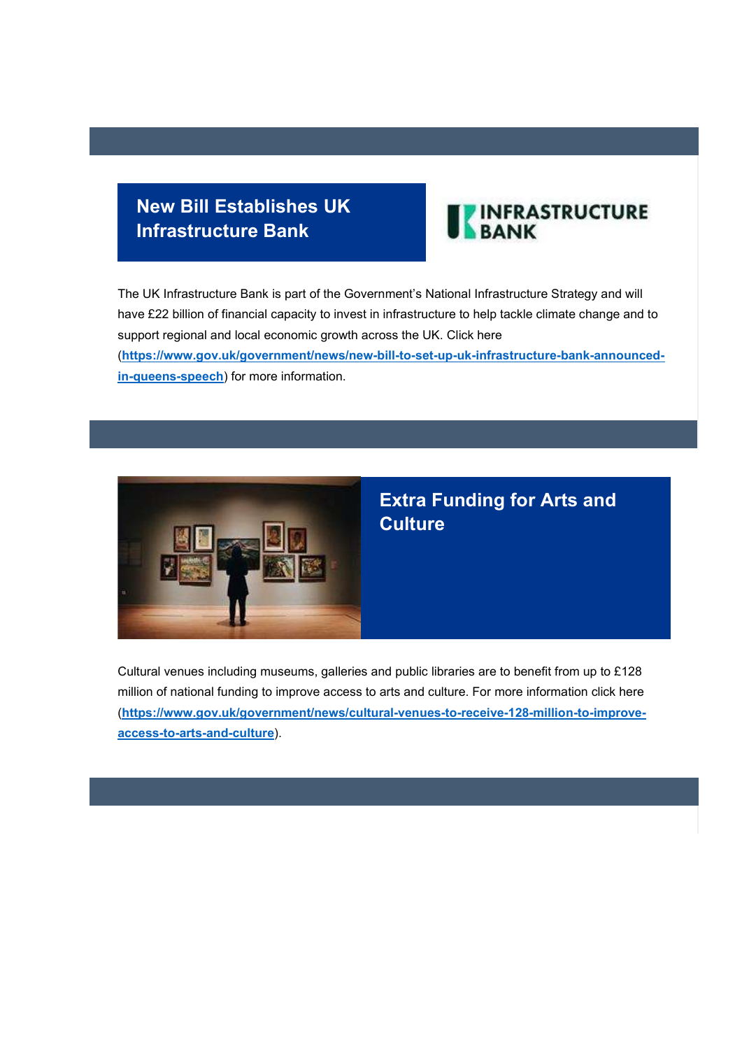## New Bill Establishes UK Infrastructure Bank

The UK Infrastructure Bank is part of the Government's National Infrastructure Strategy and will have £22 billion of financial capacity to invest in infrastructure to help tackle climate change and to support regional and local economic growth across the UK. Click here (**https://www.gov.uk/government/news/new-bill-to-set-up-uk-infrastructure-bank-announced-in-queens-speech**) for more information.

## Extra Funding for Arts and Culture

Cultural venues including museums, galleries and public libraries are to benefit from up to £128 million of national funding to improve access to arts and culture. For more information click here (**https://www.gov.uk/government/news/cultural-venues-to-receive-128-million-to-improve-access-to-arts-and-culture**).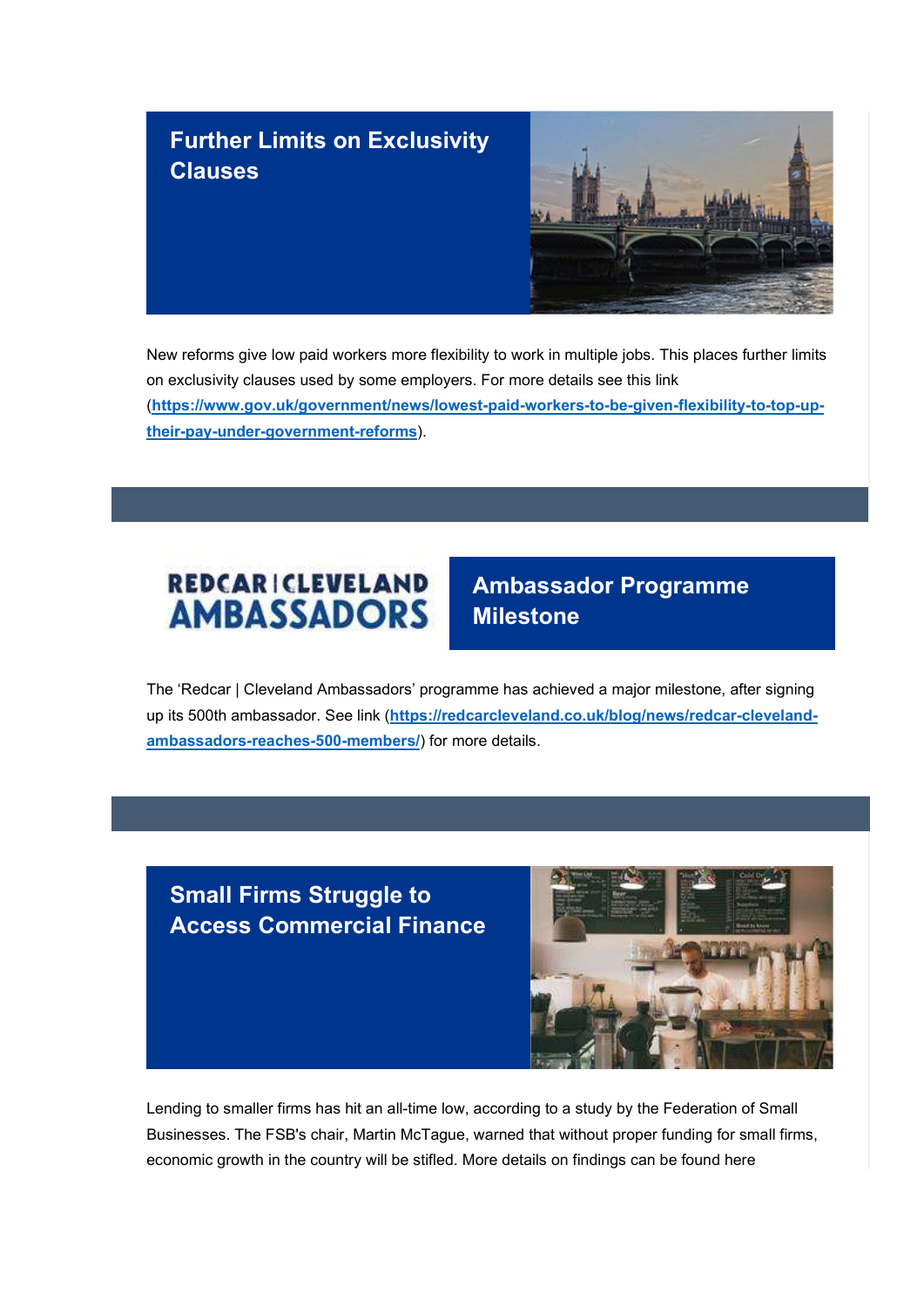## Further Limits on Exclusivity Clauses

New reforms give low paid workers more flexibility to work in multiple jobs. This places further limits on exclusivity clauses used by some employers. For more details see this link (**https://www.gov.uk/government/news/lowest-paid-workers-to-be-given-flexibility-to-top-up-their-pay-under-government-reforms**).

REDCAR | CLEVELAND AMBASSADORS

## Ambassador Programme Milestone

The 'Redcar | Cleveland Ambassadors' programme has achieved a major milestone, after signing up its 500th ambassador. See link (**https://redcarcleveland.co.uk/blog/news/redcar-cleveland-ambassadors-reaches-500-members/**) for more details.

## Small Firms Struggle to Access Commercial Finance

Lending to smaller firms has hit an all-time low, according to a study by the Federation of Small Businesses. The FSB's chair, Martin McTague, warned that without proper funding for small firms, economic growth in the country will be stifled. More details on findings can be found here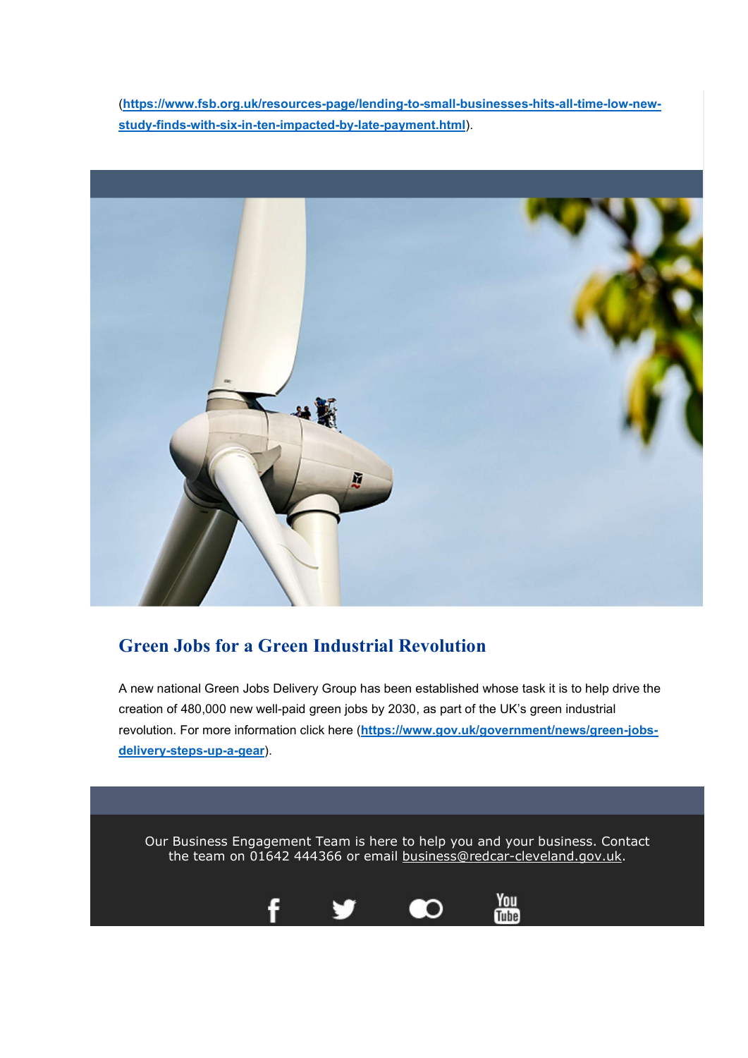(**[https://www.fsb.org.uk/resources-page/lending-to-small-businesses-hits-all-time-low-new-study-finds-with-six-in-ten-impacted-by-late-payment.html](https://www.fsb.org.uk/resources-page/lending-to-small-businesses-hits-all-time-low-new-study-finds-with-six-in-ten-impacted-by-late-payment.html)**).

## Green Jobs for a Green Industrial Revolution

A new national Green Jobs Delivery Group has been established whose task it is to help drive the creation of 480,000 new well-paid green jobs by 2030, as part of the UK's green industrial revolution. For more information click here (**[https://www.gov.uk/government/news/green-jobs-delivery-steps-up-a-gear](https://www.gov.uk/government/news/green-jobs-delivery-steps-up-a-gear)**).

Our Business Engagement Team is here to help you and your business. Contact the team on 01642 444366 or email business@redcar-cleveland.gov.uk.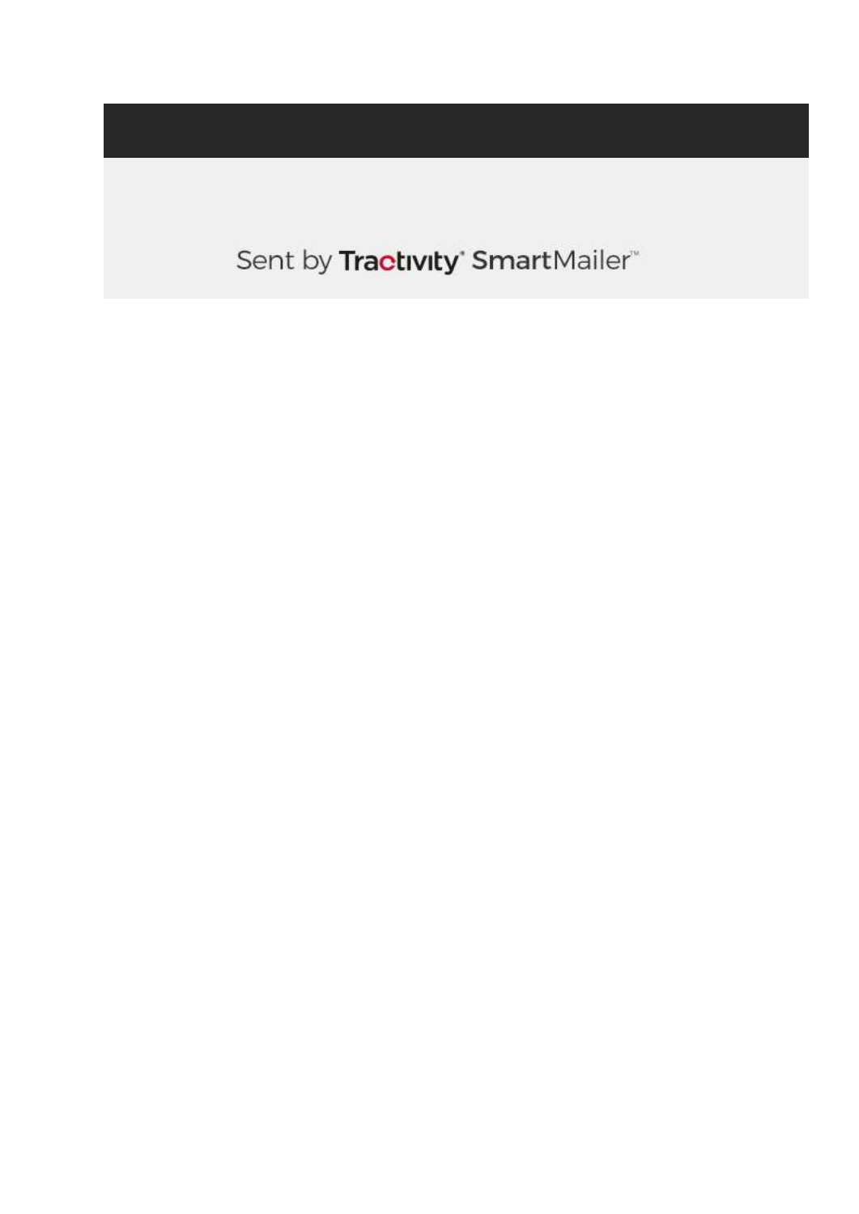Sent by Tractivity® SmartMailer™